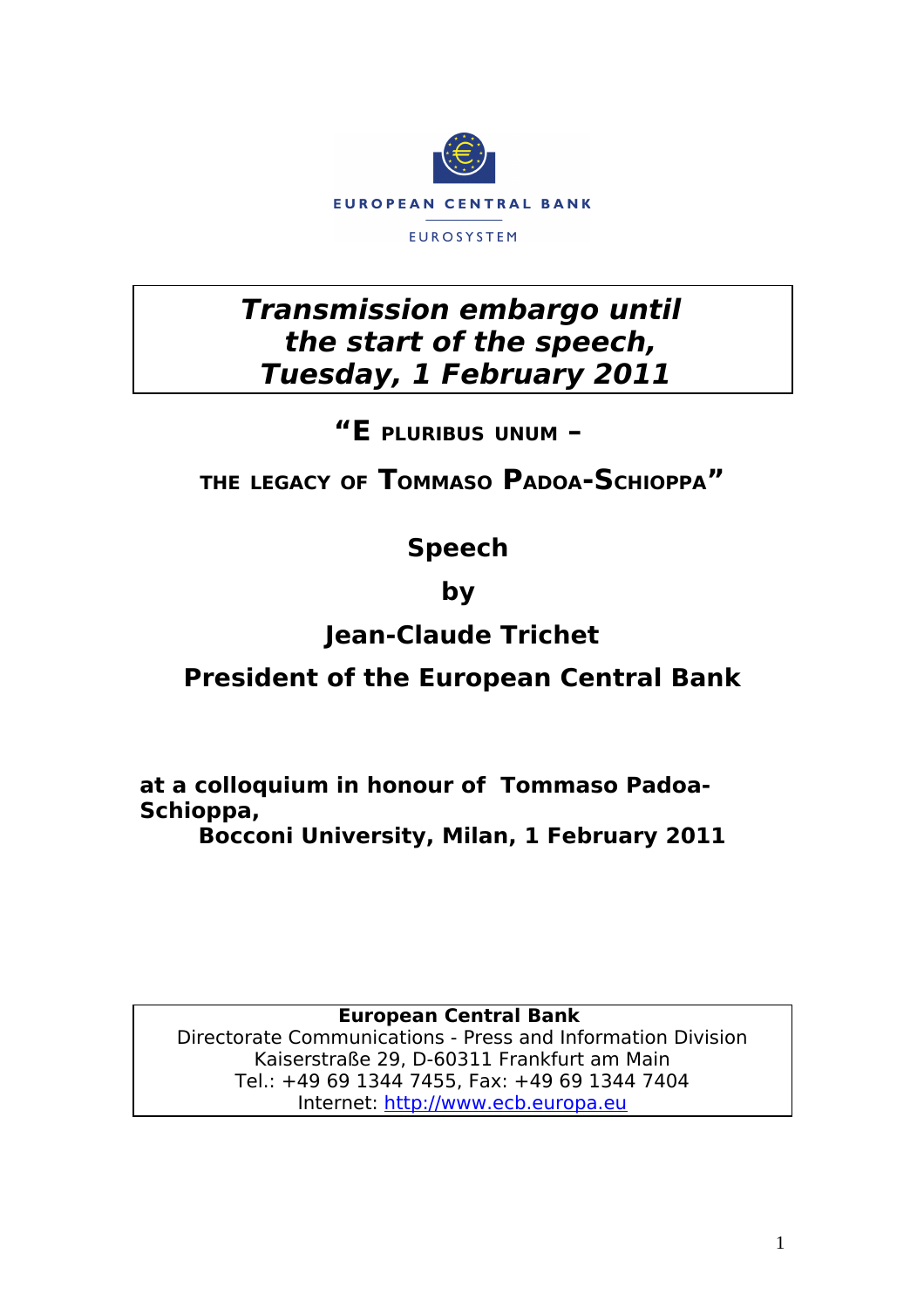EUROPEAN CENTRAL BANK

EUROSYSTEM

***Transmission embargo until the start of the speech, Tuesday, 1 February 2011***

# "E PLURIBUS UNUM – THE LEGACY OF TOMMASO PADOA-SCHIOPPA"

## Speech

## by

## Jean-Claude Trichet

## President of the European Central Bank

**at a colloquium in honour of Tommaso Padoa-Schioppa,**
**Bocconi University, Milan, 1 February 2011**

**European Central Bank**
Directorate Communications - Press and Information Division
Kaiserstraße 29, D-60311 Frankfurt am Main
Tel.: +49 69 1344 7455, Fax: +49 69 1344 7404
Internet: http://www.ecb.europa.eu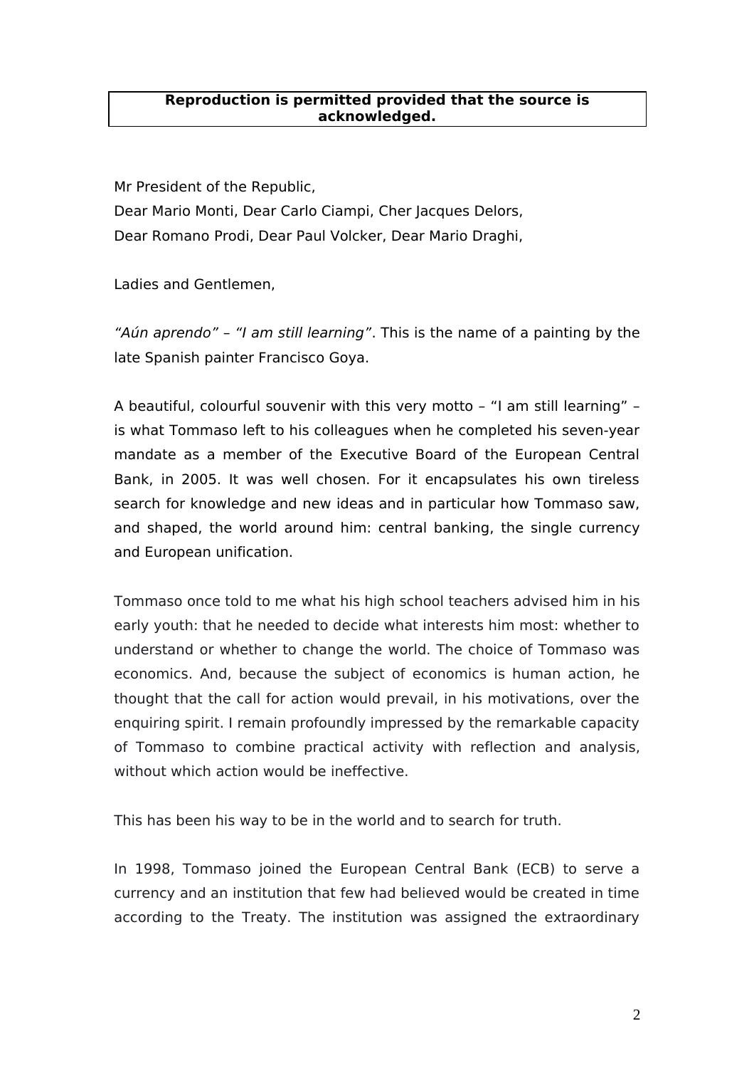**Reproduction is permitted provided that the source is acknowledged.**

Mr President of the Republic,
Dear Mario Monti, Dear Carlo Ciampi, Cher Jacques Delors,
Dear Romano Prodi, Dear Paul Volcker, Dear Mario Draghi,

Ladies and Gentlemen,

*“Aún aprendo” – “I am still learning”*. This is the name of a painting by the late Spanish painter Francisco Goya.

A beautiful, colourful souvenir with this very motto – “I am still learning” – is what Tommaso left to his colleagues when he completed his seven-year mandate as a member of the Executive Board of the European Central Bank, in 2005. It was well chosen. For it encapsulates his own tireless search for knowledge and new ideas and in particular how Tommaso saw, and shaped, the world around him: central banking, the single currency and European unification.

Tommaso once told to me what his high school teachers advised him in his early youth: that he needed to decide what interests him most: whether to understand or whether to change the world. The choice of Tommaso was economics. And, because the subject of economics is human action, he thought that the call for action would prevail, in his motivations, over the enquiring spirit. I remain profoundly impressed by the remarkable capacity of Tommaso to combine practical activity with reflection and analysis, without which action would be ineffective.

This has been his way to be in the world and to search for truth.

In 1998, Tommaso joined the European Central Bank (ECB) to serve a currency and an institution that few had believed would be created in time according to the Treaty. The institution was assigned the extraordinary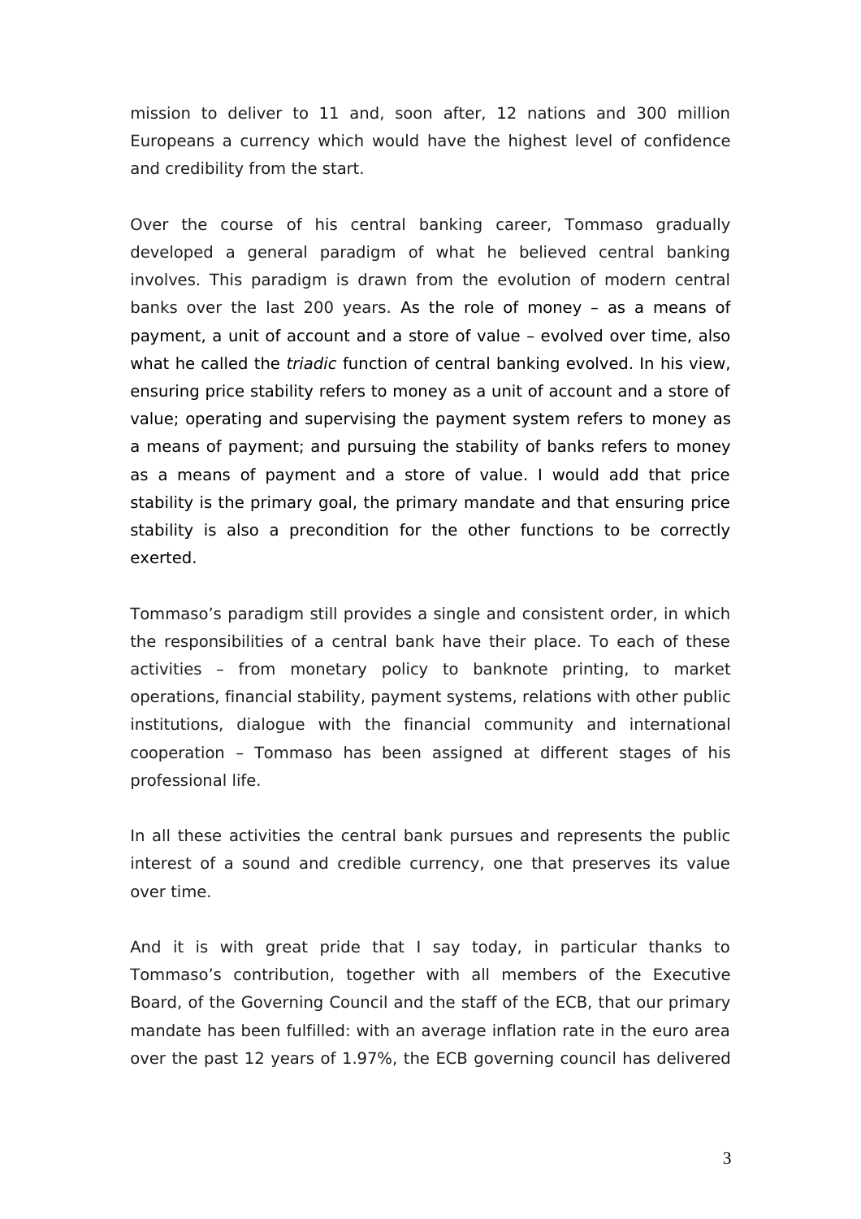mission to deliver to 11 and, soon after, 12 nations and 300 million Europeans a currency which would have the highest level of confidence and credibility from the start.

Over the course of his central banking career, Tommaso gradually developed a general paradigm of what he believed central banking involves. This paradigm is drawn from the evolution of modern central banks over the last 200 years. As the role of money – as a means of payment, a unit of account and a store of value – evolved over time, also what he called the *triadic* function of central banking evolved. In his view, ensuring price stability refers to money as a unit of account and a store of value; operating and supervising the payment system refers to money as a means of payment; and pursuing the stability of banks refers to money as a means of payment and a store of value. I would add that price stability is the primary goal, the primary mandate and that ensuring price stability is also a precondition for the other functions to be correctly exerted.

Tommaso's paradigm still provides a single and consistent order, in which the responsibilities of a central bank have their place. To each of these activities – from monetary policy to banknote printing, to market operations, financial stability, payment systems, relations with other public institutions, dialogue with the financial community and international cooperation – Tommaso has been assigned at different stages of his professional life.

In all these activities the central bank pursues and represents the public interest of a sound and credible currency, one that preserves its value over time.

And it is with great pride that I say today, in particular thanks to Tommaso's contribution, together with all members of the Executive Board, of the Governing Council and the staff of the ECB, that our primary mandate has been fulfilled: with an average inflation rate in the euro area over the past 12 years of 1.97%, the ECB governing council has delivered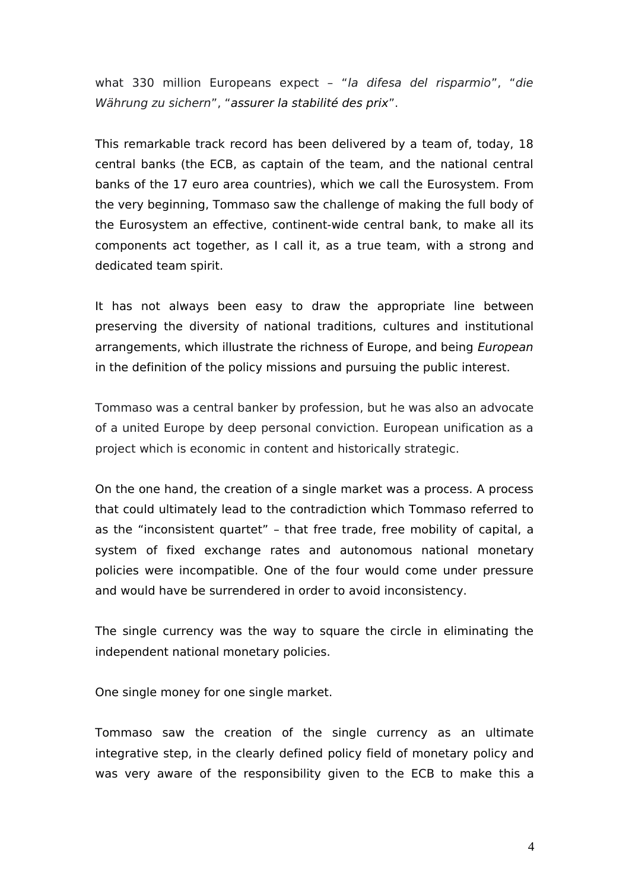what 330 million Europeans expect – "*la difesa del risparmio*", "*die Währung zu sichern*", "*assurer la stabilité des prix*".

This remarkable track record has been delivered by a team of, today, 18 central banks (the ECB, as captain of the team, and the national central banks of the 17 euro area countries), which we call the Eurosystem. From the very beginning, Tommaso saw the challenge of making the full body of the Eurosystem an effective, continent-wide central bank, to make all its components act together, as I call it, as a true team, with a strong and dedicated team spirit.

It has not always been easy to draw the appropriate line between preserving the diversity of national traditions, cultures and institutional arrangements, which illustrate the richness of Europe, and being *European* in the definition of the policy missions and pursuing the public interest.

Tommaso was a central banker by profession, but he was also an advocate of a united Europe by deep personal conviction. European unification as a project which is economic in content and historically strategic.

On the one hand, the creation of a single market was a process. A process that could ultimately lead to the contradiction which Tommaso referred to as the "inconsistent quartet" – that free trade, free mobility of capital, a system of fixed exchange rates and autonomous national monetary policies were incompatible. One of the four would come under pressure and would have be surrendered in order to avoid inconsistency.

The single currency was the way to square the circle in eliminating the independent national monetary policies.

One single money for one single market.

Tommaso saw the creation of the single currency as an ultimate integrative step, in the clearly defined policy field of monetary policy and was very aware of the responsibility given to the ECB to make this a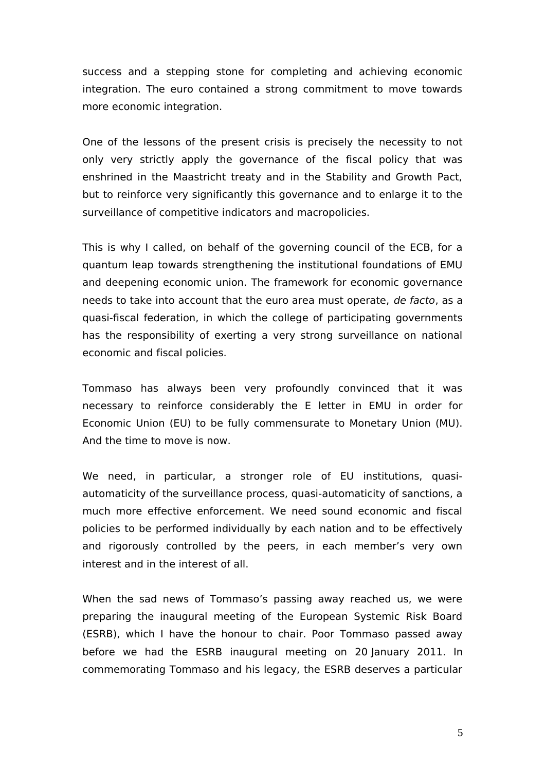success and a stepping stone for completing and achieving economic integration. The euro contained a strong commitment to move towards more economic integration.

One of the lessons of the present crisis is precisely the necessity to not only very strictly apply the governance of the fiscal policy that was enshrined in the Maastricht treaty and in the Stability and Growth Pact, but to reinforce very significantly this governance and to enlarge it to the surveillance of competitive indicators and macropolicies.

This is why I called, on behalf of the governing council of the ECB, for a quantum leap towards strengthening the institutional foundations of EMU and deepening economic union. The framework for economic governance needs to take into account that the euro area must operate, *de facto*, as a quasi-fiscal federation, in which the college of participating governments has the responsibility of exerting a very strong surveillance on national economic and fiscal policies.

Tommaso has always been very profoundly convinced that it was necessary to reinforce considerably the E letter in EMU in order for Economic Union (EU) to be fully commensurate to Monetary Union (MU). And the time to move is now.

We need, in particular, a stronger role of EU institutions, quasi-automaticity of the surveillance process, quasi-automaticity of sanctions, a much more effective enforcement. We need sound economic and fiscal policies to be performed individually by each nation and to be effectively and rigorously controlled by the peers, in each member's very own interest and in the interest of all.

When the sad news of Tommaso's passing away reached us, we were preparing the inaugural meeting of the European Systemic Risk Board (ESRB), which I have the honour to chair. Poor Tommaso passed away before we had the ESRB inaugural meeting on 20 January 2011. In commemorating Tommaso and his legacy, the ESRB deserves a particular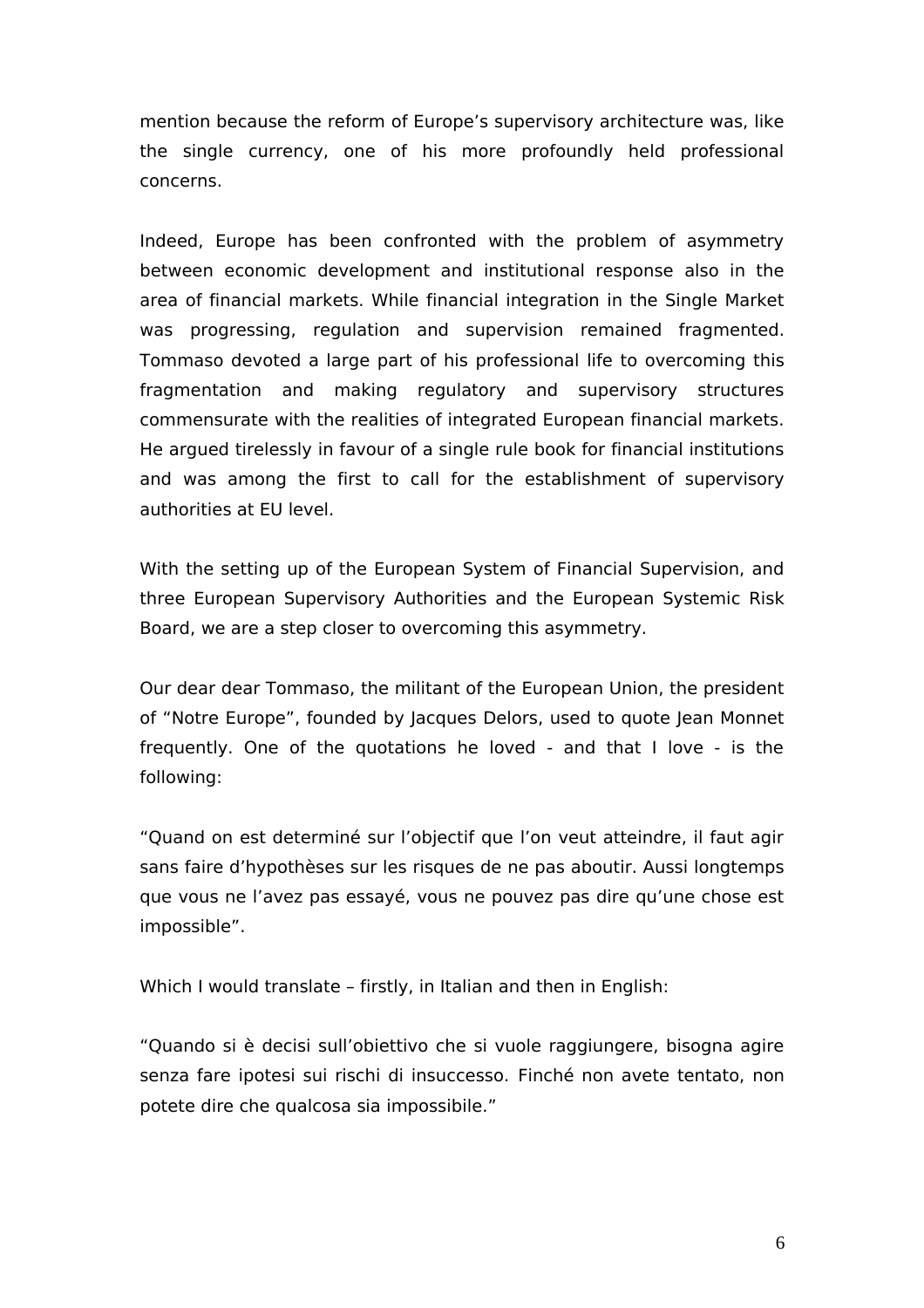mention because the reform of Europe's supervisory architecture was, like the single currency, one of his more profoundly held professional concerns.

Indeed, Europe has been confronted with the problem of asymmetry between economic development and institutional response also in the area of financial markets. While financial integration in the Single Market was progressing, regulation and supervision remained fragmented. Tommaso devoted a large part of his professional life to overcoming this fragmentation and making regulatory and supervisory structures commensurate with the realities of integrated European financial markets. He argued tirelessly in favour of a single rule book for financial institutions and was among the first to call for the establishment of supervisory authorities at EU level.

With the setting up of the European System of Financial Supervision, and three European Supervisory Authorities and the European Systemic Risk Board, we are a step closer to overcoming this asymmetry.

Our dear dear Tommaso, the militant of the European Union, the president of "Notre Europe", founded by Jacques Delors, used to quote Jean Monnet frequently. One of the quotations he loved - and that I love - is the following:

"Quand on est determiné sur l'objectif que l'on veut atteindre, il faut agir sans faire d'hypothèses sur les risques de ne pas aboutir. Aussi longtemps que vous ne l'avez pas essayé, vous ne pouvez pas dire qu'une chose est impossible".

Which I would translate – firstly, in Italian and then in English:

"Quando si è decisi sull'obiettivo che si vuole raggiungere, bisogna agire senza fare ipotesi sui rischi di insuccesso. Finché non avete tentato, non potete dire che qualcosa sia impossibile."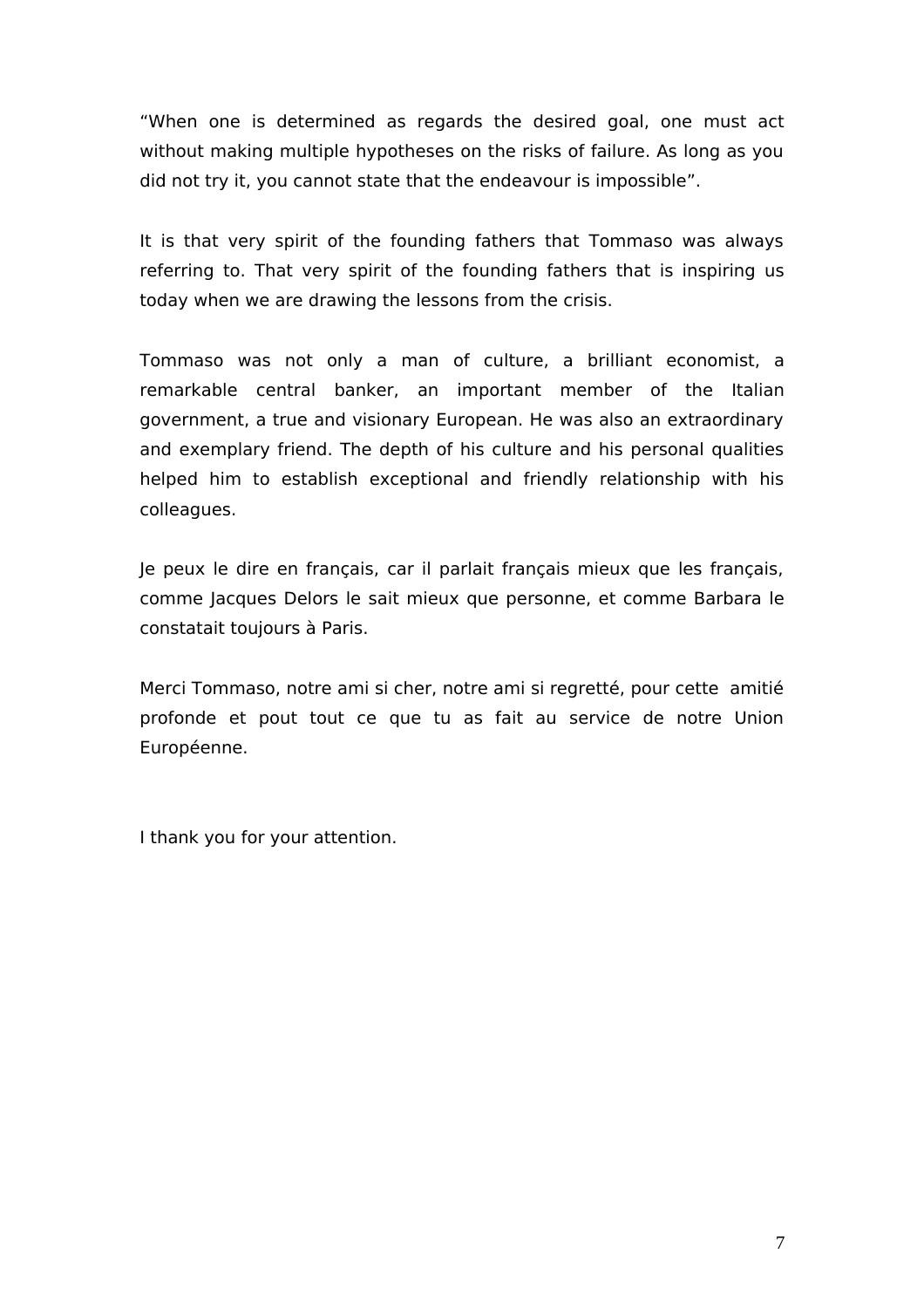“When one is determined as regards the desired goal, one must act without making multiple hypotheses on the risks of failure. As long as you did not try it, you cannot state that the endeavour is impossible”.

It is that very spirit of the founding fathers that Tommaso was always referring to. That very spirit of the founding fathers that is inspiring us today when we are drawing the lessons from the crisis.

Tommaso was not only a man of culture, a brilliant economist, a remarkable central banker, an important member of the Italian government, a true and visionary European. He was also an extraordinary and exemplary friend. The depth of his culture and his personal qualities helped him to establish exceptional and friendly relationship with his colleagues.

Je peux le dire en français, car il parlait français mieux que les français, comme Jacques Delors le sait mieux que personne, et comme Barbara le constatait toujours à Paris.

Merci Tommaso, notre ami si cher, notre ami si regretté, pour cette amitié profonde et pout tout ce que tu as fait au service de notre Union Européenne.

I thank you for your attention.